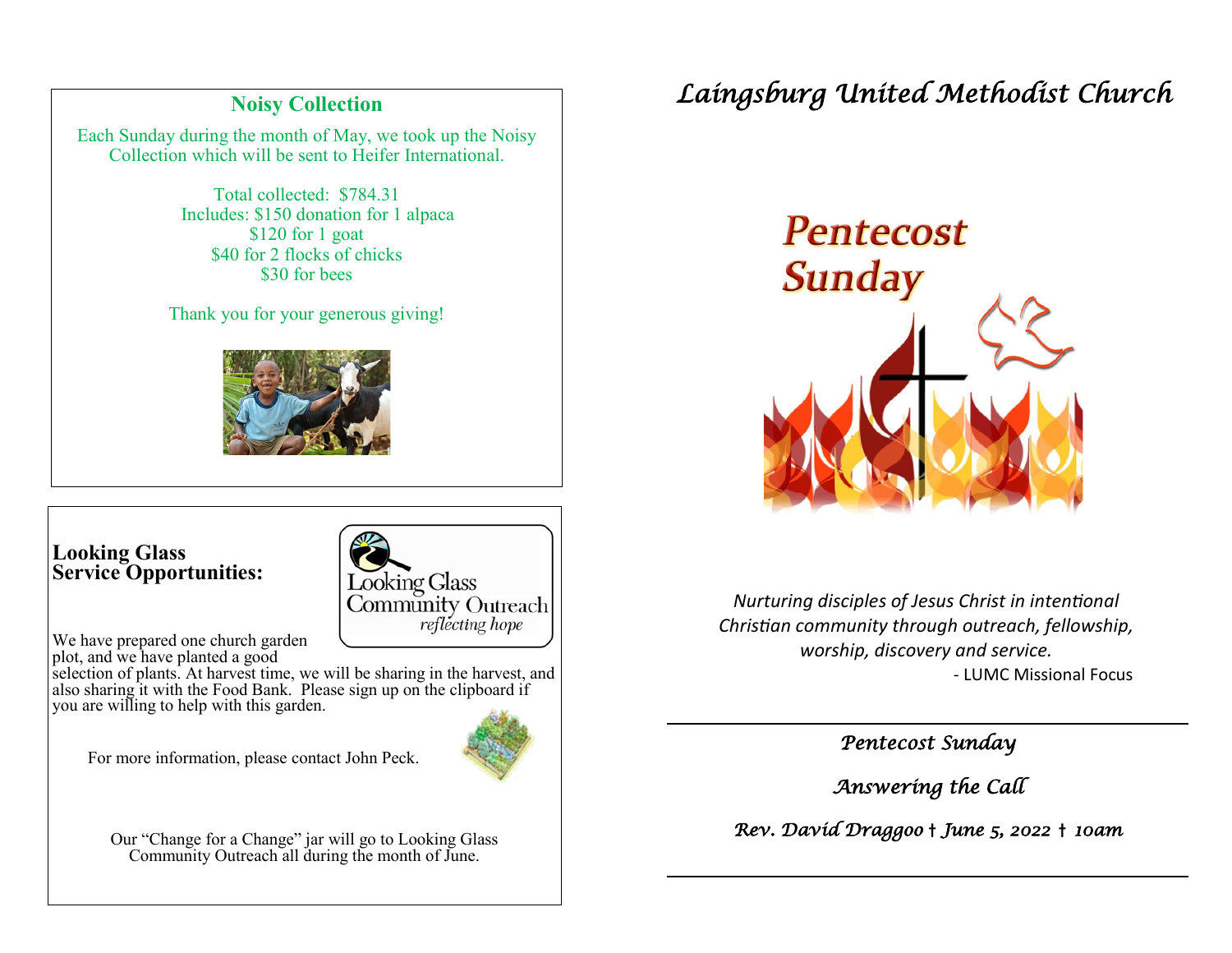## Noisy Collection

Each Sunday during the month of May, we took up the Noisy Collection which will be sent to Heifer International.

Total collected: $784.31
Includes: $150 donation for 1 alpaca
$120 for 1 goat
$40 for 2 flocks of chicks
$30 for bees

Thank you for your generous giving!

## Looking Glass Service Opportunities:

Looking Glass Community Outreach
*reflecting hope*

We have prepared one church garden plot, and we have planted a good selection of plants. At harvest time, we will be sharing in the harvest, and also sharing it with the Food Bank. Please sign up on the clipboard if you are willing to help with this garden.

For more information, please contact John Peck.

Our "Change for a Change" jar will go to Looking Glass Community Outreach all during the month of June.

# *Laingsburg United Methodist Church*

**Pentecost Sunday**

*Nurturing disciples of Jesus Christ in intentional Christian community through outreach, fellowship, worship, discovery and service.*

- LUMC Missional Focus

---

*Pentecost Sunday*

*Answering the Call*

*Rev. David Draggoo † June 5, 2022 † 10am*

---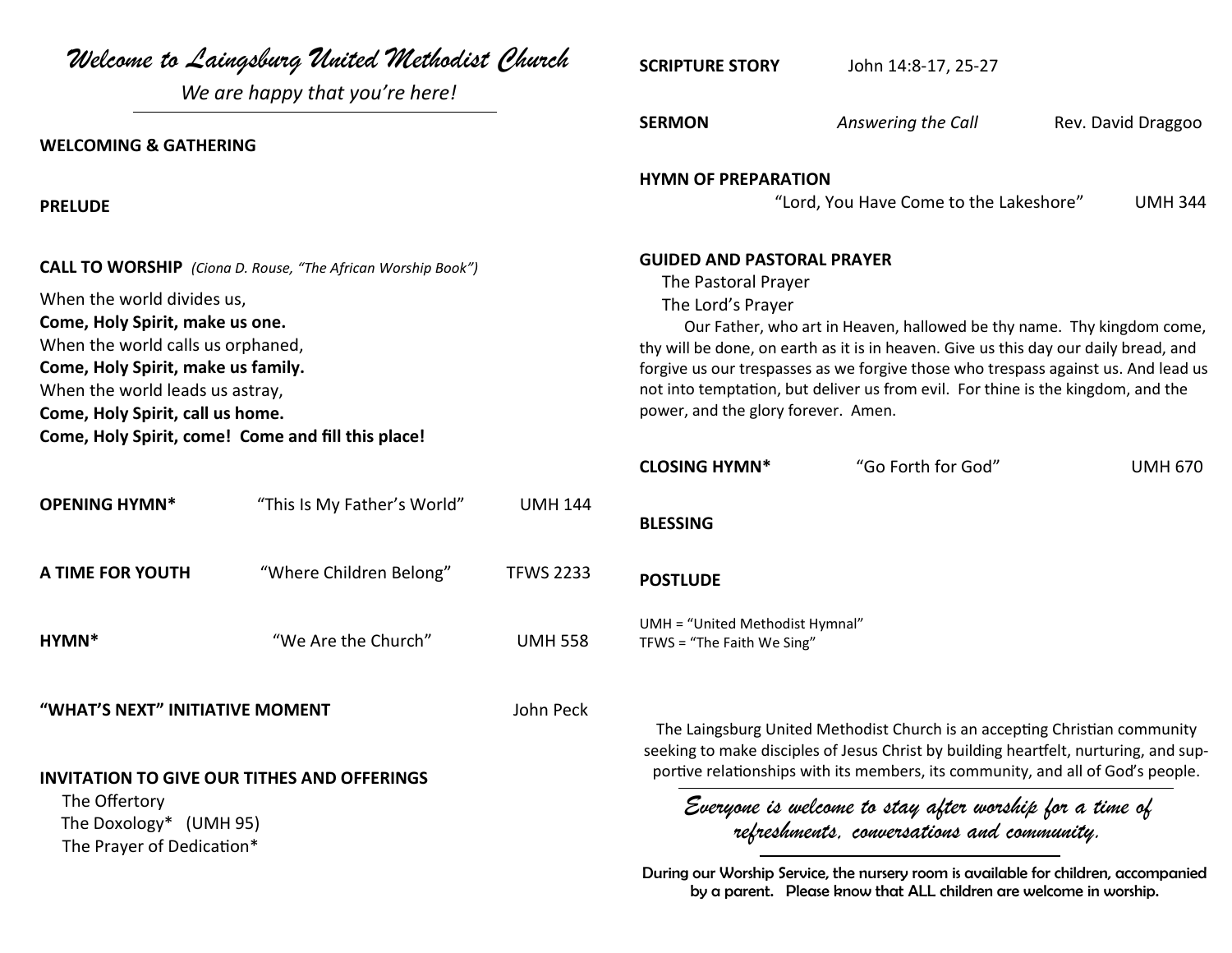# *Welcome to Laingsburg United Methodist Church*

*We are happy that you're here!*

---

**WELCOMING & GATHERING**

**PRELUDE**

**CALL TO WORSHIP** *(Ciona D. Rouse, "The African Worship Book")*

When the world divides us,
**Come, Holy Spirit, make us one.**
When the world calls us orphaned,
**Come, Holy Spirit, make us family.**
When the world leads us astray,
**Come, Holy Spirit, call us home.**
**Come, Holy Spirit, come! Come and fill this place!**

**OPENING HYMN*** "This Is My Father's World" UMH 144

**A TIME FOR YOUTH** "Where Children Belong" TFWS 2233

**HYMN*** "We Are the Church" UMH 558

**"WHAT'S NEXT" INITIATIVE MOMENT** John Peck

**INVITATION TO GIVE OUR TITHES AND OFFERINGS**
The Offertory
The Doxology* (UMH 95)
The Prayer of Dedication*

**SCRIPTURE STORY** John 14:8-17, 25-27

**SERMON** *Answering the Call* Rev. David Draggoo

**HYMN OF PREPARATION**
"Lord, You Have Come to the Lakeshore" UMH 344

**GUIDED AND PASTORAL PRAYER**
The Pastoral Prayer
The Lord's Prayer

Our Father, who art in Heaven, hallowed be thy name. Thy kingdom come, thy will be done, on earth as it is in heaven. Give us this day our daily bread, and forgive us our trespasses as we forgive those who trespass against us. And lead us not into temptation, but deliver us from evil. For thine is the kingdom, and the power, and the glory forever. Amen.

**CLOSING HYMN*** "Go Forth for God" UMH 670

**BLESSING**

**POSTLUDE**

UMH = "United Methodist Hymnal"
TFWS = "The Faith We Sing"

The Laingsburg United Methodist Church is an accepting Christian community seeking to make disciples of Jesus Christ by building heartfelt, nurturing, and supportive relationships with its members, its community, and all of God's people.

---

*Everyone is welcome to stay after worship for a time of refreshments, conversations and community.*

---

**During our Worship Service, the nursery room is available for children, accompanied by a parent. Please know that ALL children are welcome in worship.**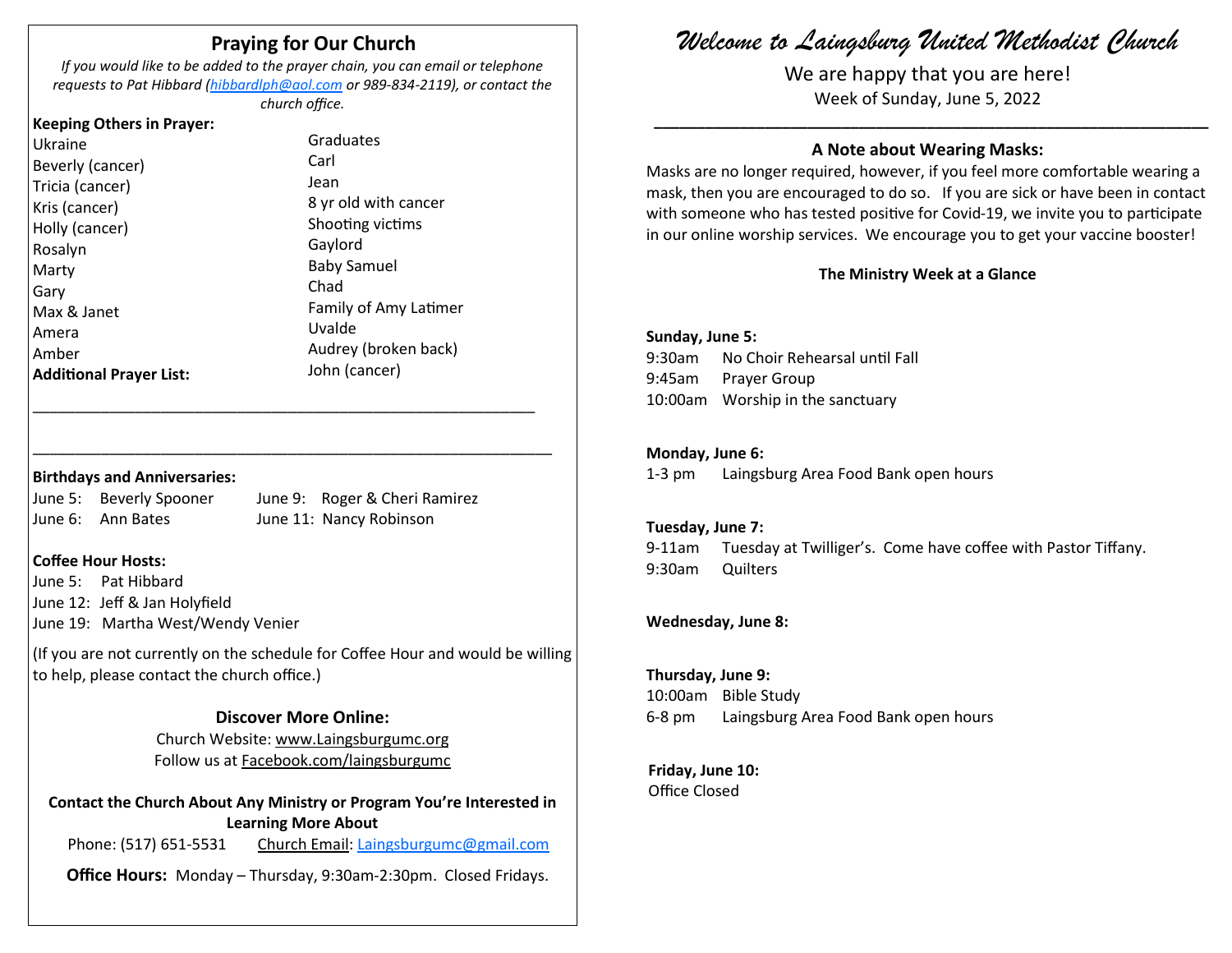## Praying for Our Church

*If you would like to be added to the prayer chain, you can email or telephone requests to Pat Hibbard (hibbardlph@aol.com or 989-834-2119), or contact the church office.*

**Keeping Others in Prayer:**

Ukraine
Beverly (cancer)
Tricia (cancer)
Kris (cancer)
Holly (cancer)
Rosalyn
Marty
Gary
Max & Janet
Amera
Amber
Graduates
Carl
Jean
8 yr old with cancer
Shooting victims
Gaylord
Baby Samuel
Chad
Family of Amy Latimer
Uvalde
Audrey (broken back)
John (cancer)

**Additional Prayer List:**

___________________________________________________________

___________________________________________________________

**Birthdays and Anniversaries:**

June 5: Beverly Spooner
June 6: Ann Bates
June 9: Roger & Cheri Ramirez
June 11: Nancy Robinson

**Coffee Hour Hosts:**

June 5: Pat Hibbard
June 12: Jeff & Jan Holyfield
June 19: Martha West/Wendy Venier

(If you are not currently on the schedule for Coffee Hour and would be willing to help, please contact the church office.)

### Discover More Online:

Church Website: www.Laingsburgumc.org
Follow us at Facebook.com/laingsburgumc

**Contact the Church About Any Ministry or Program You're Interested in Learning More About**

Phone: (517) 651-5531 Church Email: Laingsburgumc@gmail.com

**Office Hours:** Monday – Thursday, 9:30am-2:30pm. Closed Fridays.

# *Welcome to Laingsburg United Methodist Church*

We are happy that you are here!
Week of Sunday, June 5, 2022

---

### A Note about Wearing Masks:

Masks are no longer required, however, if you feel more comfortable wearing a mask, then you are encouraged to do so. If you are sick or have been in contact with someone who has tested positive for Covid-19, we invite you to participate in our online worship services. We encourage you to get your vaccine booster!

**The Ministry Week at a Glance**

**Sunday, June 5:**
9:30am No Choir Rehearsal until Fall
9:45am Prayer Group
10:00am Worship in the sanctuary

**Monday, June 6:**
1-3 pm Laingsburg Area Food Bank open hours

**Tuesday, June 7:**
9-11am Tuesday at Twilliger's. Come have coffee with Pastor Tiffany.
9:30am Quilters

**Wednesday, June 8:**

**Thursday, June 9:**
10:00am Bible Study
6-8 pm Laingsburg Area Food Bank open hours

**Friday, June 10:**
Office Closed